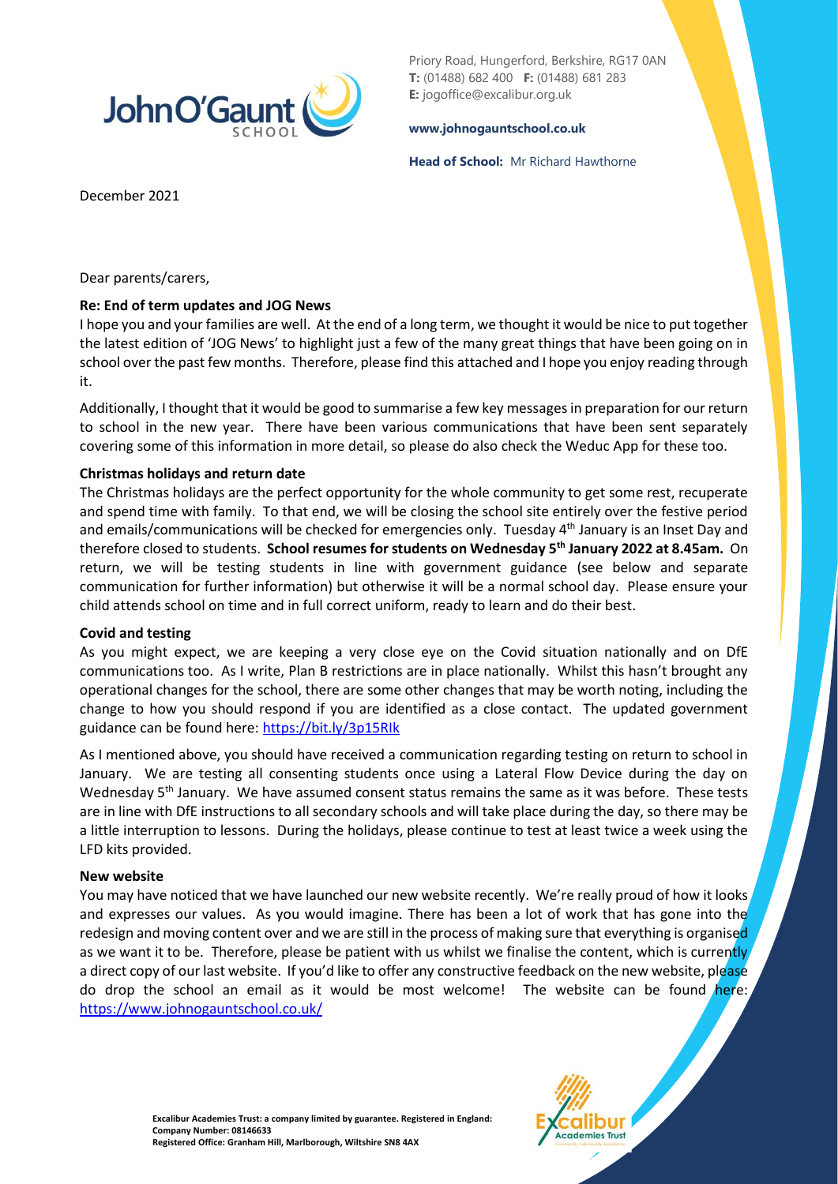Priory Road, Hungerford, Berkshire, RG17 0AN
**T:** (01488) 682 400 **F:** (01488) 681 283
**E:** jogoffice@excalibur.org.uk

**www.johnogauntschool.co.uk**

**Head of School:** Mr Richard Hawthorne

December 2021

Dear parents/carers,

**Re: End of term updates and JOG News**

I hope you and your families are well. At the end of a long term, we thought it would be nice to put together the latest edition of 'JOG News' to highlight just a few of the many great things that have been going on in school over the past few months. Therefore, please find this attached and I hope you enjoy reading through it.

Additionally, I thought that it would be good to summarise a few key messages in preparation for our return to school in the new year. There have been various communications that have been sent separately covering some of this information in more detail, so please do also check the Weduc App for these too.

**Christmas holidays and return date**

The Christmas holidays are the perfect opportunity for the whole community to get some rest, recuperate and spend time with family. To that end, we will be closing the school site entirely over the festive period and emails/communications will be checked for emergencies only. Tuesday 4th January is an Inset Day and therefore closed to students. **School resumes for students on Wednesday 5th January 2022 at 8.45am.** On return, we will be testing students in line with government guidance (see below and separate communication for further information) but otherwise it will be a normal school day. Please ensure your child attends school on time and in full correct uniform, ready to learn and do their best.

**Covid and testing**

As you might expect, we are keeping a very close eye on the Covid situation nationally and on DfE communications too. As I write, Plan B restrictions are in place nationally. Whilst this hasn't brought any operational changes for the school, there are some other changes that may be worth noting, including the change to how you should respond if you are identified as a close contact. The updated government guidance can be found here: https://bit.ly/3p15RIk

As I mentioned above, you should have received a communication regarding testing on return to school in January. We are testing all consenting students once using a Lateral Flow Device during the day on Wednesday 5th January. We have assumed consent status remains the same as it was before. These tests are in line with DfE instructions to all secondary schools and will take place during the day, so there may be a little interruption to lessons. During the holidays, please continue to test at least twice a week using the LFD kits provided.

**New website**

You may have noticed that we have launched our new website recently. We're really proud of how it looks and expresses our values. As you would imagine. There has been a lot of work that has gone into the redesign and moving content over and we are still in the process of making sure that everything is organised as we want it to be. Therefore, please be patient with us whilst we finalise the content, which is currently a direct copy of our last website. If you'd like to offer any constructive feedback on the new website, please do drop the school an email as it would be most welcome! The website can be found here: https://www.johnogauntschool.co.uk/

**Excalibur Academies Trust: a company limited by guarantee. Registered in England:**
**Company Number: 08146633**
**Registered Office: Granham Hill, Marlborough, Wiltshire SN8 4AX**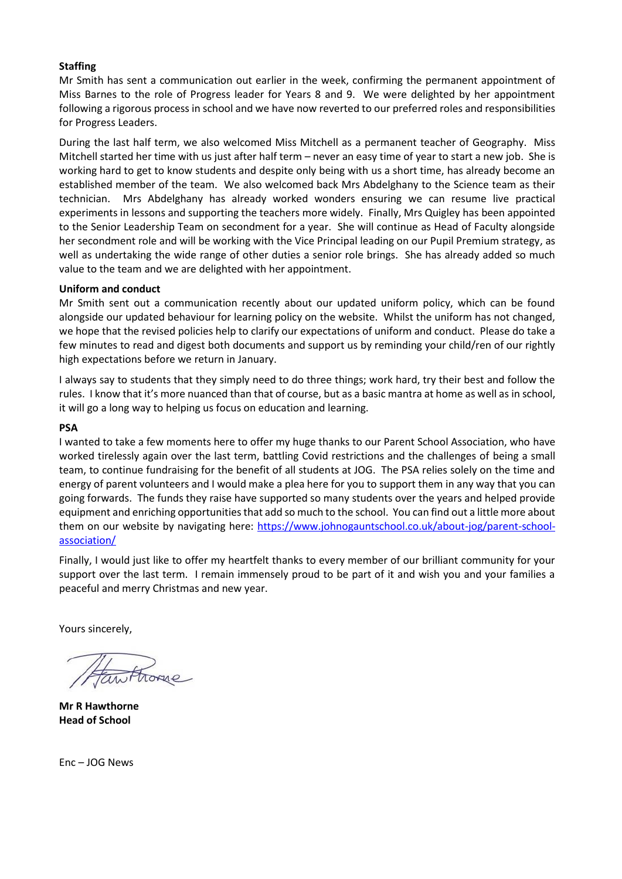**Staffing**

Mr Smith has sent a communication out earlier in the week, confirming the permanent appointment of Miss Barnes to the role of Progress leader for Years 8 and 9. We were delighted by her appointment following a rigorous process in school and we have now reverted to our preferred roles and responsibilities for Progress Leaders.

During the last half term, we also welcomed Miss Mitchell as a permanent teacher of Geography. Miss Mitchell started her time with us just after half term – never an easy time of year to start a new job. She is working hard to get to know students and despite only being with us a short time, has already become an established member of the team. We also welcomed back Mrs Abdelghany to the Science team as their technician. Mrs Abdelghany has already worked wonders ensuring we can resume live practical experiments in lessons and supporting the teachers more widely. Finally, Mrs Quigley has been appointed to the Senior Leadership Team on secondment for a year. She will continue as Head of Faculty alongside her secondment role and will be working with the Vice Principal leading on our Pupil Premium strategy, as well as undertaking the wide range of other duties a senior role brings. She has already added so much value to the team and we are delighted with her appointment.

**Uniform and conduct**

Mr Smith sent out a communication recently about our updated uniform policy, which can be found alongside our updated behaviour for learning policy on the website. Whilst the uniform has not changed, we hope that the revised policies help to clarify our expectations of uniform and conduct. Please do take a few minutes to read and digest both documents and support us by reminding your child/ren of our rightly high expectations before we return in January.

I always say to students that they simply need to do three things; work hard, try their best and follow the rules. I know that it's more nuanced than that of course, but as a basic mantra at home as well as in school, it will go a long way to helping us focus on education and learning.

**PSA**

I wanted to take a few moments here to offer my huge thanks to our Parent School Association, who have worked tirelessly again over the last term, battling Covid restrictions and the challenges of being a small team, to continue fundraising for the benefit of all students at JOG. The PSA relies solely on the time and energy of parent volunteers and I would make a plea here for you to support them in any way that you can going forwards. The funds they raise have supported so many students over the years and helped provide equipment and enriching opportunities that add so much to the school. You can find out a little more about them on our website by navigating here: [https://www.johnogauntschool.co.uk/about-jog/parent-school-association/](https://www.johnogauntschool.co.uk/about-jog/parent-school-association/)

Finally, I would just like to offer my heartfelt thanks to every member of our brilliant community for your support over the last term. I remain immensely proud to be part of it and wish you and your families a peaceful and merry Christmas and new year.

Yours sincerely,

**Mr R Hawthorne**
**Head of School**

Enc – JOG News